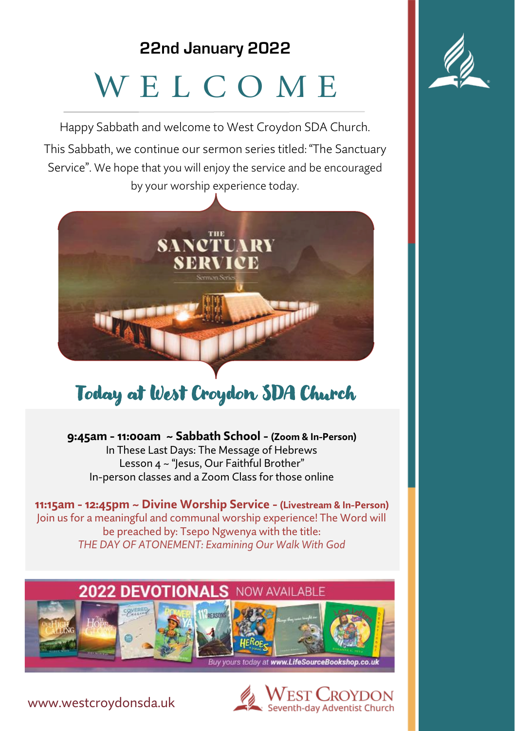**22nd January 2022**

# WELCOME

Happy Sabbath and welcome to West Croydon SDA Church.

This Sabbath, we continue our sermon series titled: "The Sanctuary Service". We hope that you will enjoy the service and be encouraged by your worship experience today.

THE SANCTUARY SERVICE

Sermon Series

## Today at West Croydon SDA Church

**9:45am - 11:00am ~ Sabbath School - (Zoom & In-Person)**
In These Last Days: The Message of Hebrews
Lesson 4 ~ "Jesus, Our Faithful Brother"
In-person classes and a Zoom Class for those online

**11:15am - 12:45pm ~ Divine Worship Service - (Livestream & In-Person)**
Join us for a meaningful and communal worship experience! The Word will be preached by: Tsepo Ngwenya with the title:
*THE DAY OF ATONEMENT: Examining Our Walk With God*

**2022 DEVOTIONALS** NOW AVAILABLE

Buy yours today at **www.LifeSourceBookshop.co.uk**

www.westcroydonsda.uk

West Croydon Seventh-day Adventist Church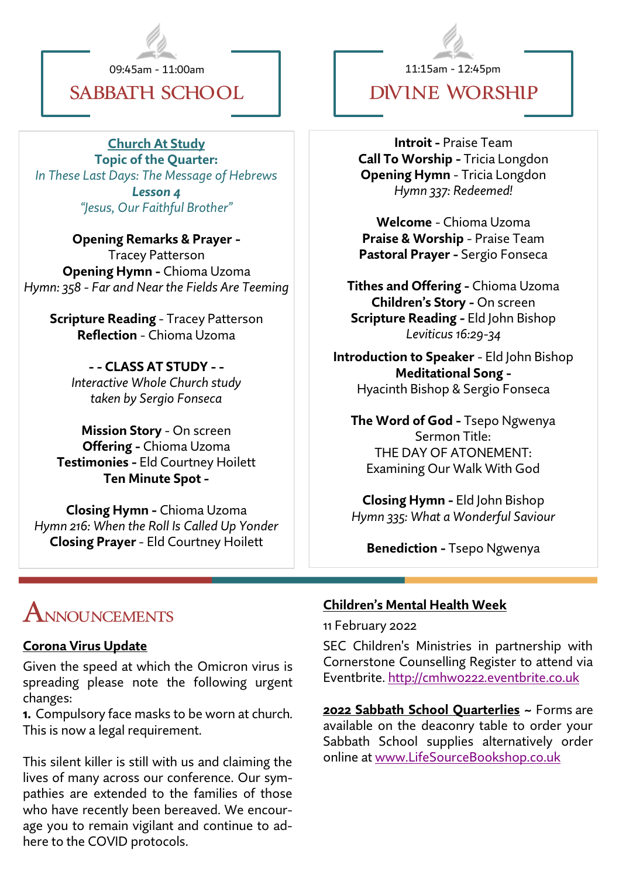09:45am - 11:00am

## SABBATH SCHOOL

**Church At Study**
**Topic of the Quarter:**
*In These Last Days: The Message of Hebrews*
***Lesson 4***
*"Jesus, Our Faithful Brother"*

**Opening Remarks & Prayer -** Tracey Patterson
**Opening Hymn -** Chioma Uzoma
*Hymn: 358 - Far and Near the Fields Are Teeming*

**Scripture Reading** - Tracey Patterson
**Reflection** - Chioma Uzoma

**- - CLASS AT STUDY - -**
*Interactive Whole Church study taken by Sergio Fonseca*

**Mission Story** - On screen
**Offering -** Chioma Uzoma
**Testimonies -** Eld Courtney Hoilett
**Ten Minute Spot -**

**Closing Hymn -** Chioma Uzoma
*Hymn 216: When the Roll Is Called Up Yonder*
**Closing Prayer** - Eld Courtney Hoilett

11:15am - 12:45pm

## DIVINE WORSHIP

**Introit -** Praise Team
**Call To Worship -** Tricia Longdon
**Opening Hymn** - Tricia Longdon
*Hymn 337: Redeemed!*

**Welcome** - Chioma Uzoma
**Praise & Worship** - Praise Team
**Pastoral Prayer -** Sergio Fonseca

**Tithes and Offering -** Chioma Uzoma
**Children's Story -** On screen
**Scripture Reading -** Eld John Bishop
*Leviticus 16:29-34*

**Introduction to Speaker** - Eld John Bishop
**Meditational Song -** Hyacinth Bishop & Sergio Fonseca

**The Word of God -** Tsepo Ngwenya
Sermon Title:
THE DAY OF ATONEMENT:
Examining Our Walk With God

**Closing Hymn -** Eld John Bishop
*Hymn 335: What a Wonderful Saviour*

**Benediction -** Tsepo Ngwenya

# ANNOUNCEMENTS

**Corona Virus Update**

Given the speed at which the Omicron virus is spreading please note the following urgent changes:

**1.** Compulsory face masks to be worn at church. This is now a legal requirement.

This silent killer is still with us and claiming the lives of many across our conference. Our sympathies are extended to the families of those who have recently been bereaved. We encourage you to remain vigilant and continue to adhere to the COVID protocols.

**Children's Mental Health Week**

11 February 2022

SEC Children's Ministries in partnership with Cornerstone Counselling Register to attend via Eventbrite. http://cmhw0222.eventbrite.co.uk

**2022 Sabbath School Quarterlies** ~ Forms are available on the deaconry table to order your Sabbath School supplies alternatively order online at www.LifeSourceBookshop.co.uk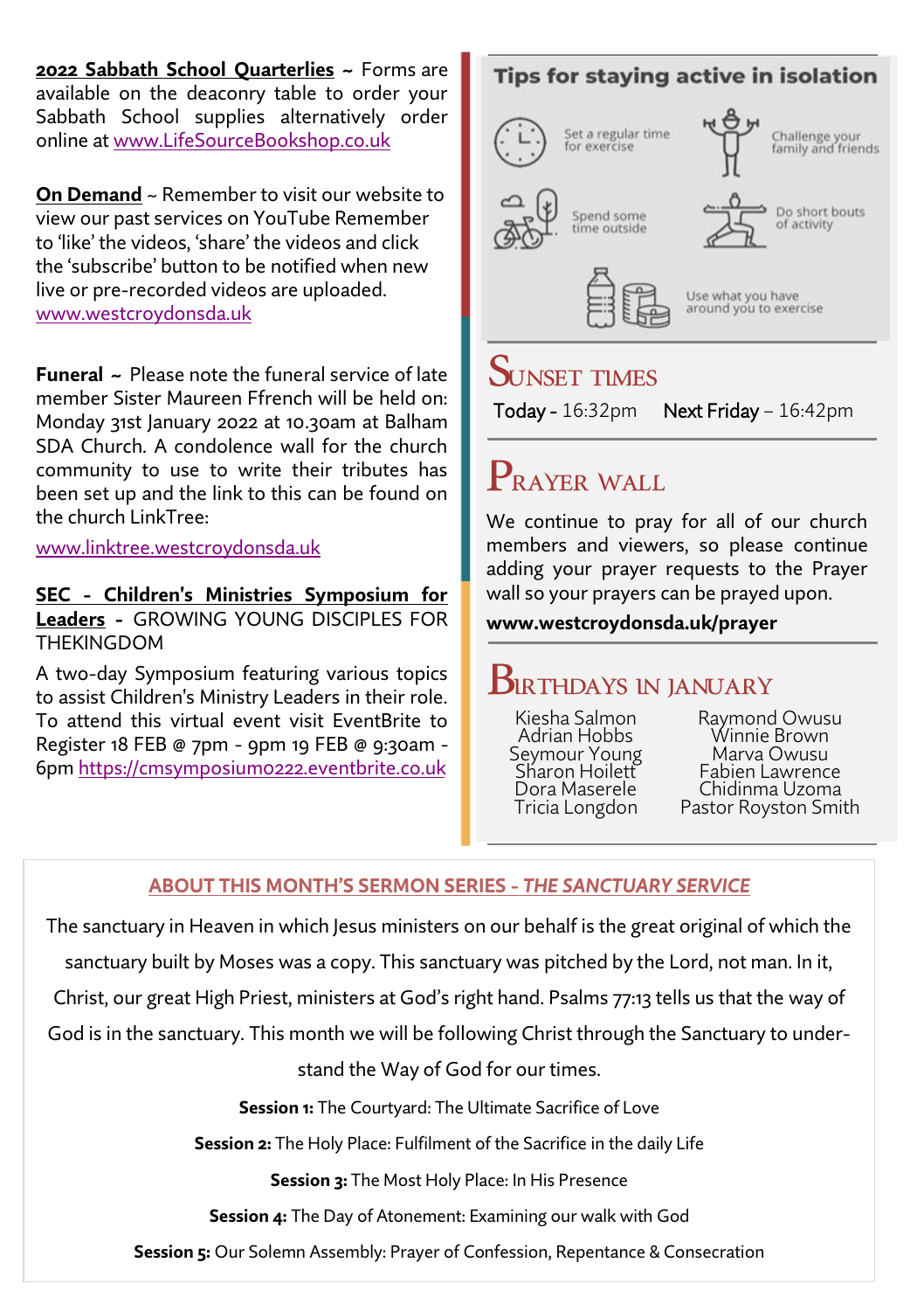**2022 Sabbath School Quarterlies** ~ Forms are available on the deaconry table to order your Sabbath School supplies alternatively order online at www.LifeSourceBookshop.co.uk

**On Demand** ~ Remember to visit our website to view our past services on YouTube Remember to 'like' the videos, 'share' the videos and click the 'subscribe' button to be notified when new live or pre-recorded videos are uploaded. www.westcroydonsda.uk

**Funeral** ~ Please note the funeral service of late member Sister Maureen Ffrench will be held on: Monday 31st January 2022 at 10.30am at Balham SDA Church. A condolence wall for the church community to use to write their tributes has been set up and the link to this can be found on the church LinkTree:

www.linktree.westcroydonsda.uk

**SEC - Children's Ministries Symposium for Leaders** - GROWING YOUNG DISCIPLES FOR THEKINGDOM

A two-day Symposium featuring various topics to assist Children's Ministry Leaders in their role. To attend this virtual event visit EventBrite to Register 18 FEB @ 7pm - 9pm 19 FEB @ 9:30am - 6pm https://cmsymposium0222.eventbrite.co.uk

## Tips for staying active in isolation

- Set a regular time for exercise
- Challenge your family and friends
- Spend some time outside
- Do short bouts of activity
- Use what you have around you to exercise

## Sunset Times

**Today** - 16:32pm  **Next Friday** – 16:42pm

## Prayer Wall

We continue to pray for all of our church members and viewers, so please continue adding your prayer requests to the Prayer wall so your prayers can be prayed upon.

**www.westcroydonsda.uk/prayer**

## Birthdays in January

Kiesha Salmon
Adrian Hobbs
Seymour Young
Sharon Hoilett
Dora Maserele
Tricia Longdon
Raymond Owusu
Winnie Brown
Marva Owusu
Fabien Lawrence
Chidinma Uzoma
Pastor Royston Smith

**ABOUT THIS MONTH'S SERMON SERIES - *THE SANCTUARY SERVICE***

The sanctuary in Heaven in which Jesus ministers on our behalf is the great original of which the sanctuary built by Moses was a copy. This sanctuary was pitched by the Lord, not man. In it, Christ, our great High Priest, ministers at God's right hand. Psalms 77:13 tells us that the way of God is in the sanctuary. This month we will be following Christ through the Sanctuary to understand the Way of God for our times.

**Session 1:** The Courtyard: The Ultimate Sacrifice of Love

**Session 2:** The Holy Place: Fulfilment of the Sacrifice in the daily Life

**Session 3:** The Most Holy Place: In His Presence

**Session 4:** The Day of Atonement: Examining our walk with God

**Session 5:** Our Solemn Assembly: Prayer of Confession, Repentance & Consecration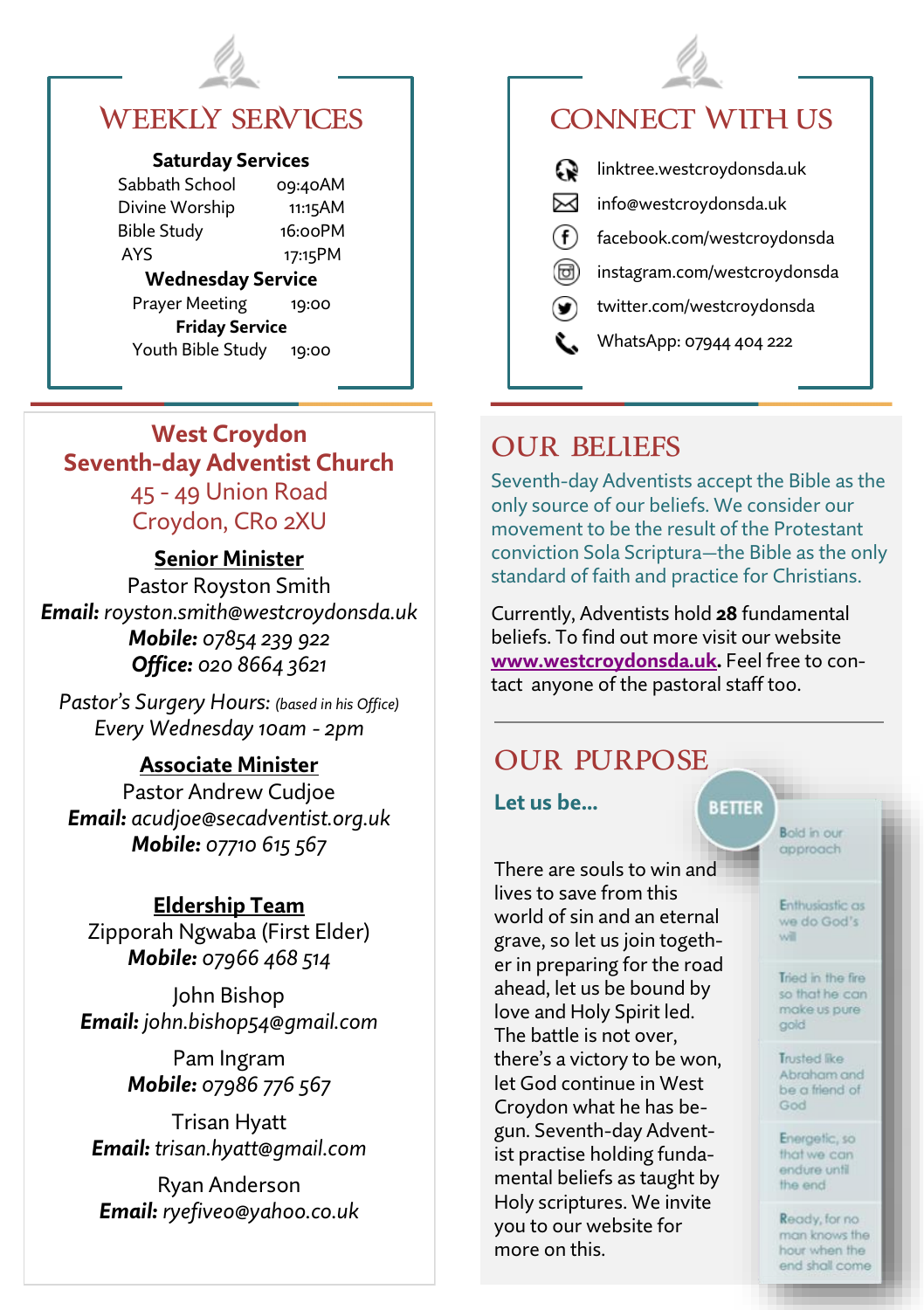## WEEKLY SERVICES

**Saturday Services**

| | |
|---|---|
| Sabbath School | 09:40AM |
| Divine Worship | 11:15AM |
| Bible Study | 16:00PM |
| AYS | 17:15PM |

**Wednesday Service**

| | |
|---|---|
| Prayer Meeting | 19:00 |

**Friday Service**

| | |
|---|---|
| Youth Bible Study | 19:00 |

## CONNECT WITH US

- linktree.westcroydonsda.uk
- info@westcroydonsda.uk
- facebook.com/westcroydonsda
- instagram.com/westcroydonsda
- twitter.com/westcroydonsda
- WhatsApp: 07944 404 222

## West Croydon Seventh-day Adventist Church

45 - 49 Union Road
Croydon, CR0 2XU

**Senior Minister**

Pastor Royston Smith
***Email:*** *royston.smith@westcroydonsda.uk*
***Mobile:*** *07854 239 922*
***Office:*** *020 8664 3621*

*Pastor's Surgery Hours: (based in his Office)*
*Every Wednesday 10am - 2pm*

**Associate Minister**

Pastor Andrew Cudjoe
***Email:*** *acudjoe@secadventist.org.uk*
***Mobile:*** *07710 615 567*

**Eldership Team**

Zipporah Ngwaba (First Elder)
***Mobile:*** *07966 468 514*

John Bishop
***Email:*** *john.bishop54@gmail.com*

Pam Ingram
***Mobile:*** *07986 776 567*

Trisan Hyatt
***Email:*** *trisan.hyatt@gmail.com*

Ryan Anderson
***Email:*** *ryefiveo@yahoo.co.uk*

## OUR BELIEFS

Seventh-day Adventists accept the Bible as the only source of our beliefs. We consider our movement to be the result of the Protestant conviction Sola Scriptura—the Bible as the only standard of faith and practice for Christians.

Currently, Adventists hold **28** fundamental beliefs. To find out more visit our website **www.westcroydonsda.uk**. Feel free to contact anyone of the pastoral staff too.

## OUR PURPOSE

**Let us be...**

**BETTER**

- Bold in our approach
- Enthusiastic as we do God's will
- Tried in the fire so that he can make us pure gold
- Trusted like Abraham and be a friend of God
- Energetic, so that we can endure until the end
- Ready, for no man knows the hour when the end shall come

There are souls to win and lives to save from this world of sin and an eternal grave, so let us join together in preparing for the road ahead, let us be bound by love and Holy Spirit led. The battle is not over, there's a victory to be won, let God continue in West Croydon what he has begun. Seventh-day Adventist practise holding fundamental beliefs as taught by Holy scriptures. We invite you to our website for more on this.